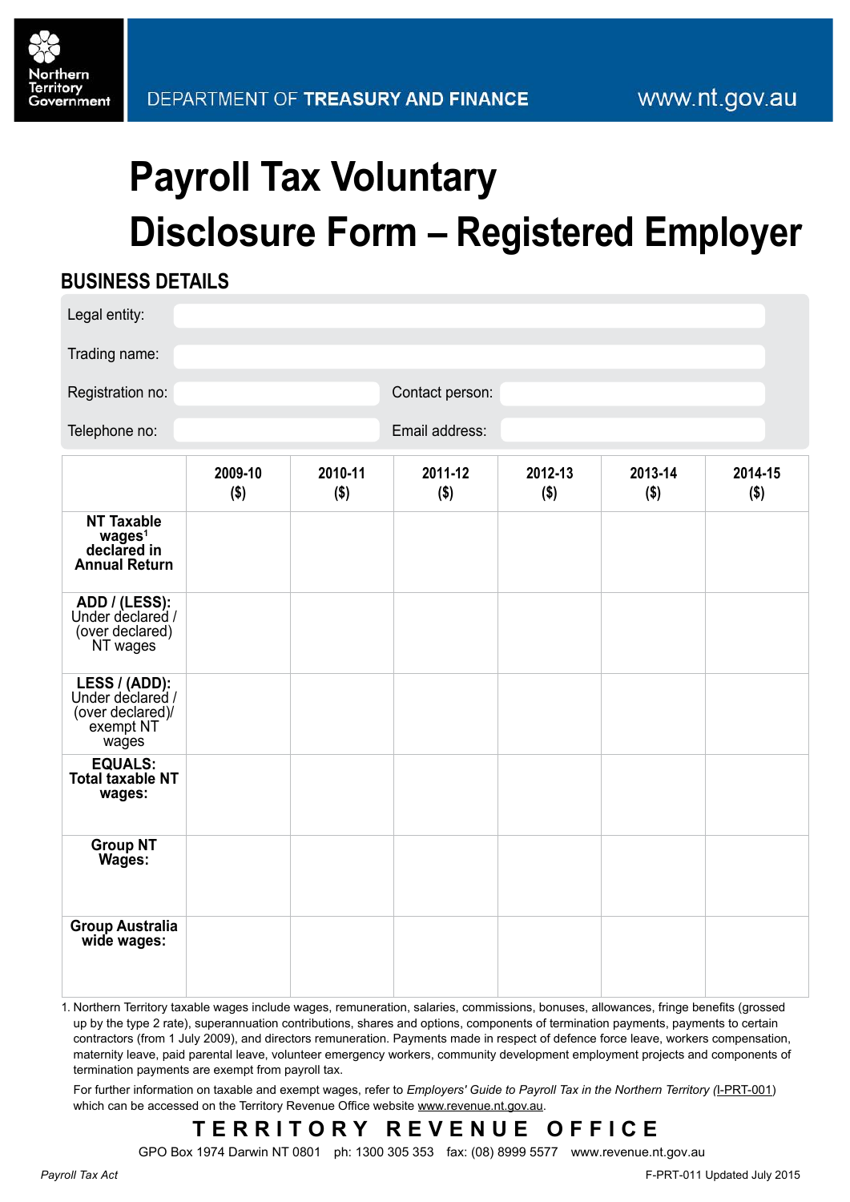Northern Territory Government

DEPARTMENT OF **TREASURY AND FINANCE** www.nt.gov.au

# Payroll Tax Voluntary Disclosure Form – Registered Employer

## BUSINESS DETAILS

| | | | |
|---|---|---|---|
| Legal entity: | | | |
| Trading name: | | | |
| Registration no: | | Contact person: | |
| Telephone no: | | Email address: | |

| | 2009-10 ($) | 2010-11 ($) | 2011-12 ($) | 2012-13 ($) | 2013-14 ($) | 2014-15 ($) |
|---|---|---|---|---|---|---|
| **NT Taxable wages[1] declared in Annual Return** | | | | | | |
| **ADD / (LESS):** Under declared / (over declared) NT wages | | | | | | |
| **LESS / (ADD):** Under declared / (over declared)/ exempt NT wages | | | | | | |
| **EQUALS: Total taxable NT wages:** | | | | | | |
| **Group NT Wages:** | | | | | | |
| **Group Australia wide wages:** | | | | | | |

1. Northern Territory taxable wages include wages, remuneration, salaries, commissions, bonuses, allowances, fringe benefits (grossed up by the type 2 rate), superannuation contributions, shares and options, components of termination payments, payments to certain contractors (from 1 July 2009), and directors remuneration. Payments made in respect of defence force leave, workers compensation, maternity leave, paid parental leave, volunteer emergency workers, community development employment projects and components of termination payments are exempt from payroll tax.

For further information on taxable and exempt wages, refer to *Employers' Guide to Payroll Tax in the Northern Territory* (I-PRT-001) which can be accessed on the Territory Revenue Office website www.revenue.nt.gov.au.

**TERRITORY REVENUE OFFICE**

GPO Box 1974 Darwin NT 0801 ph: 1300 305 353 fax: (08) 8999 5577 www.revenue.nt.gov.au

*Payroll Tax Act* F-PRT-011 Updated July 2015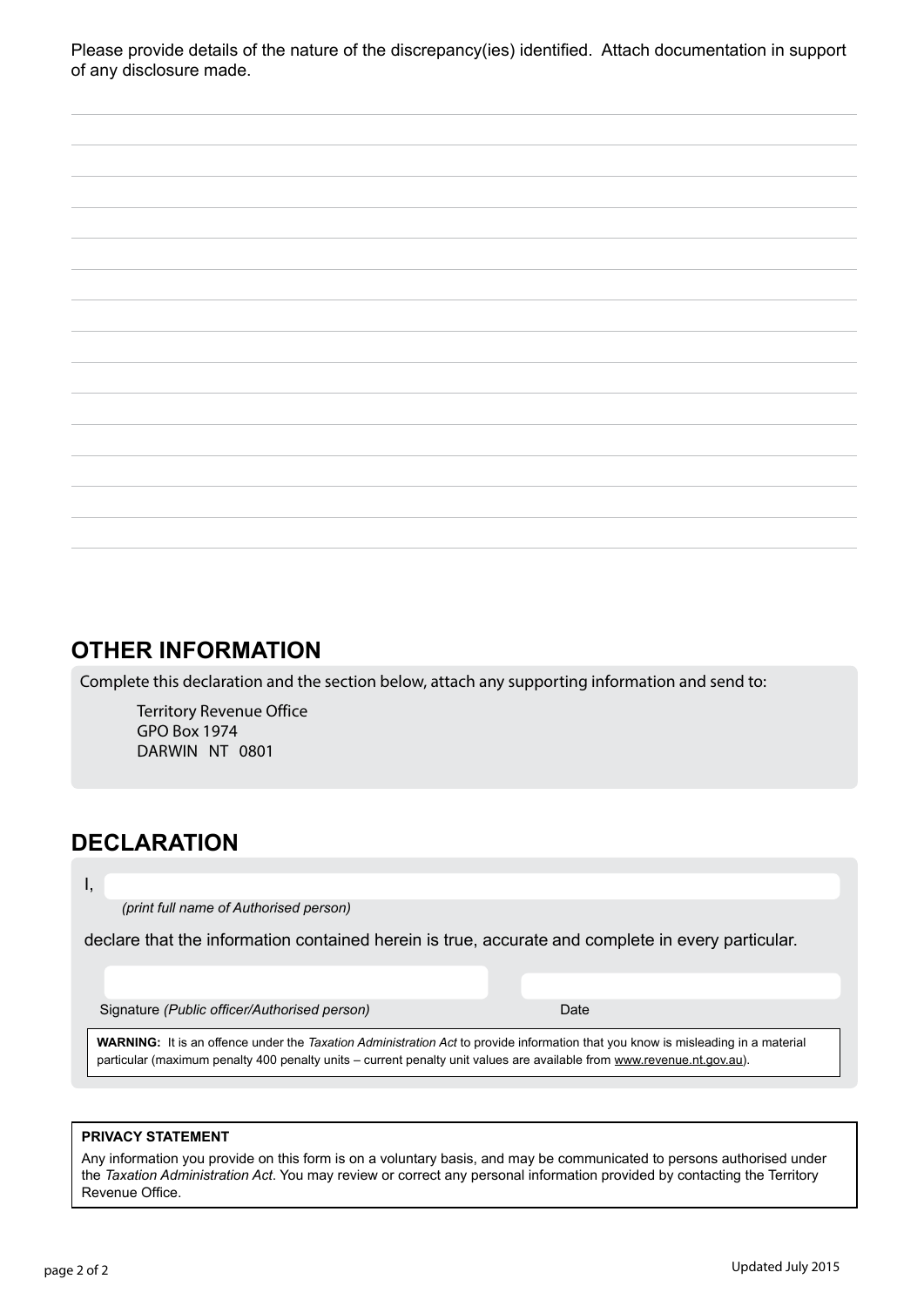Please provide details of the nature of the discrepancy(ies) identified. Attach documentation in support of any disclosure made.

## OTHER INFORMATION

Complete this declaration and the section below, attach any supporting information and send to:

Territory Revenue Office
GPO Box 1974
DARWIN NT 0801

## DECLARATION

I,

*(print full name of Authorised person)*

declare that the information contained herein is true, accurate and complete in every particular.

Signature *(Public officer/Authorised person)*

Date

**WARNING:** It is an offence under the *Taxation Administration Act* to provide information that you know is misleading in a material particular (maximum penalty 400 penalty units – current penalty unit values are available from www.revenue.nt.gov.au).

**PRIVACY STATEMENT**

Any information you provide on this form is on a voluntary basis, and may be communicated to persons authorised under the *Taxation Administration Act*. You may review or correct any personal information provided by contacting the Territory Revenue Office.

Updated July 2015